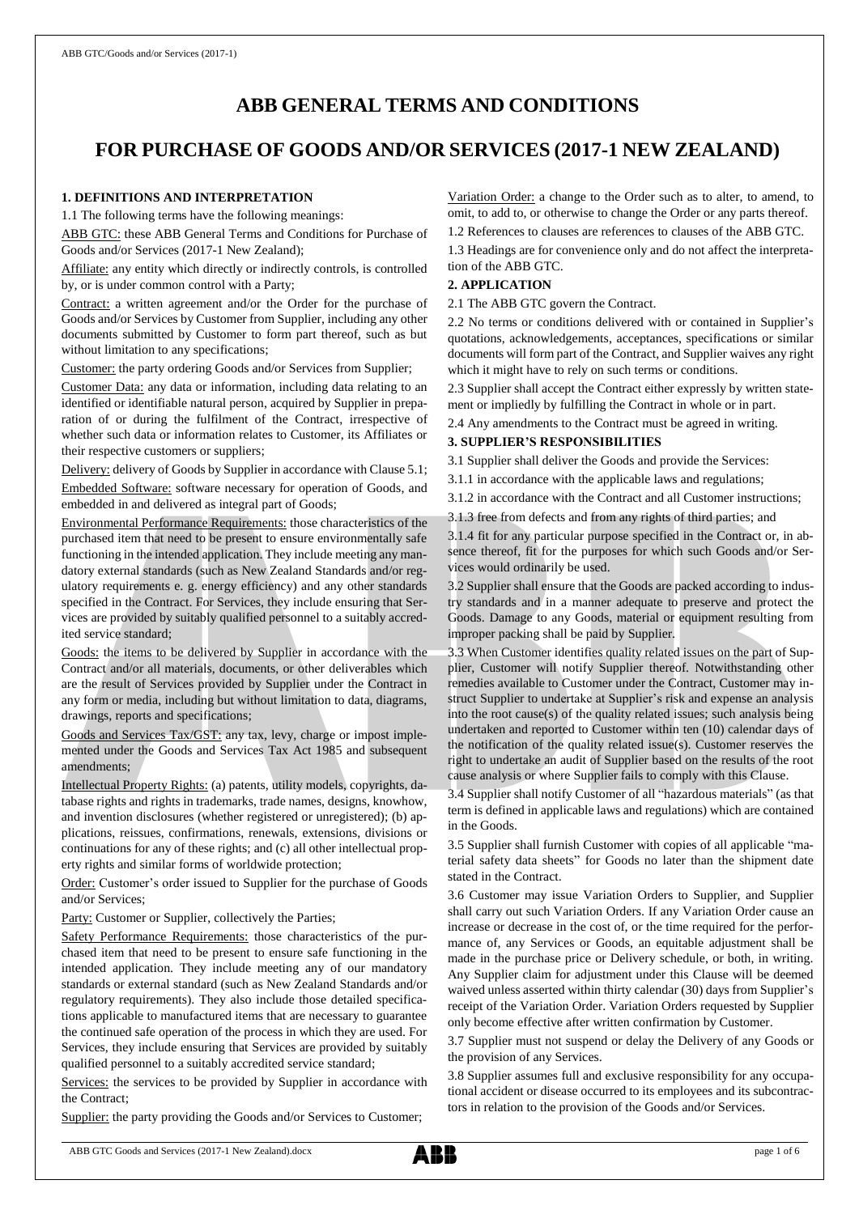# ABB GENERAL TERMS AND CONDITIONS

# FOR PURCHASE OF GOODS AND/OR SERVICES (2017-1 NEW ZEALAND)

### 1. DEFINITIONS AND INTERPRETATION

1.1 The following terms have the following meanings:

ABB GTC: these ABB General Terms and Conditions for Purchase of Goods and/or Services (2017-1 New Zealand);

Affiliate: any entity which directly or indirectly controls, is controlled by, or is under common control with a Party;

Contract: a written agreement and/or the Order for the purchase of Goods and/or Services by Customer from Supplier, including any other documents submitted by Customer to form part thereof, such as but without limitation to any specifications;

Customer: the party ordering Goods and/or Services from Supplier;

Customer Data: any data or information, including data relating to an identified or identifiable natural person, acquired by Supplier in preparation of or during the fulfilment of the Contract, irrespective of whether such data or information relates to Customer, its Affiliates or their respective customers or suppliers;

Delivery: delivery of Goods by Supplier in accordance with Clause 5.1;

Embedded Software: software necessary for operation of Goods, and embedded in and delivered as integral part of Goods;

Environmental Performance Requirements: those characteristics of the purchased item that need to be present to ensure environmentally safe functioning in the intended application. They include meeting any mandatory external standards (such as New Zealand Standards and/or regulatory requirements e. g. energy efficiency) and any other standards specified in the Contract. For Services, they include ensuring that Services are provided by suitably qualified personnel to a suitably accredited service standard;

Goods: the items to be delivered by Supplier in accordance with the Contract and/or all materials, documents, or other deliverables which are the result of Services provided by Supplier under the Contract in any form or media, including but without limitation to data, diagrams, drawings, reports and specifications;

Goods and Services Tax/GST: any tax, levy, charge or impost implemented under the Goods and Services Tax Act 1985 and subsequent amendments;

Intellectual Property Rights: (a) patents, utility models, copyrights, database rights and rights in trademarks, trade names, designs, knowhow, and invention disclosures (whether registered or unregistered); (b) applications, reissues, confirmations, renewals, extensions, divisions or continuations for any of these rights; and (c) all other intellectual property rights and similar forms of worldwide protection;

Order: Customer's order issued to Supplier for the purchase of Goods and/or Services;

Party: Customer or Supplier, collectively the Parties;

Safety Performance Requirements: those characteristics of the purchased item that need to be present to ensure safe functioning in the intended application. They include meeting any of our mandatory standards or external standard (such as New Zealand Standards and/or regulatory requirements). They also include those detailed specifications applicable to manufactured items that are necessary to guarantee the continued safe operation of the process in which they are used. For Services, they include ensuring that Services are provided by suitably qualified personnel to a suitably accredited service standard;

Services: the services to be provided by Supplier in accordance with the Contract;

Supplier: the party providing the Goods and/or Services to Customer;

Variation Order: a change to the Order such as to alter, to amend, to omit, to add to, or otherwise to change the Order or any parts thereof.

1.2 References to clauses are references to clauses of the ABB GTC.

1.3 Headings are for convenience only and do not affect the interpretation of the ABB GTC.

### 2. APPLICATION

2.1 The ABB GTC govern the Contract.

2.2 No terms or conditions delivered with or contained in Supplier's quotations, acknowledgements, acceptances, specifications or similar documents will form part of the Contract, and Supplier waives any right which it might have to rely on such terms or conditions.

2.3 Supplier shall accept the Contract either expressly by written statement or impliedly by fulfilling the Contract in whole or in part.

2.4 Any amendments to the Contract must be agreed in writing.

### 3. SUPPLIER'S RESPONSIBILITIES

3.1 Supplier shall deliver the Goods and provide the Services:

3.1.1 in accordance with the applicable laws and regulations;

3.1.2 in accordance with the Contract and all Customer instructions;

3.1.3 free from defects and from any rights of third parties; and

3.1.4 fit for any particular purpose specified in the Contract or, in absence thereof, fit for the purposes for which such Goods and/or Services would ordinarily be used.

3.2 Supplier shall ensure that the Goods are packed according to industry standards and in a manner adequate to preserve and protect the Goods. Damage to any Goods, material or equipment resulting from improper packing shall be paid by Supplier.

3.3 When Customer identifies quality related issues on the part of Supplier, Customer will notify Supplier thereof. Notwithstanding other remedies available to Customer under the Contract, Customer may instruct Supplier to undertake at Supplier's risk and expense an analysis into the root cause(s) of the quality related issues; such analysis being undertaken and reported to Customer within ten (10) calendar days of the notification of the quality related issue(s). Customer reserves the right to undertake an audit of Supplier based on the results of the root cause analysis or where Supplier fails to comply with this Clause.

3.4 Supplier shall notify Customer of all "hazardous materials" (as that term is defined in applicable laws and regulations) which are contained in the Goods.

3.5 Supplier shall furnish Customer with copies of all applicable "material safety data sheets" for Goods no later than the shipment date stated in the Contract.

3.6 Customer may issue Variation Orders to Supplier, and Supplier shall carry out such Variation Orders. If any Variation Order cause an increase or decrease in the cost of, or the time required for the performance of, any Services or Goods, an equitable adjustment shall be made in the purchase price or Delivery schedule, or both, in writing. Any Supplier claim for adjustment under this Clause will be deemed waived unless asserted within thirty calendar (30) days from Supplier's receipt of the Variation Order. Variation Orders requested by Supplier only become effective after written confirmation by Customer.

3.7 Supplier must not suspend or delay the Delivery of any Goods or the provision of any Services.

3.8 Supplier assumes full and exclusive responsibility for any occupational accident or disease occurred to its employees and its subcontractors in relation to the provision of the Goods and/or Services.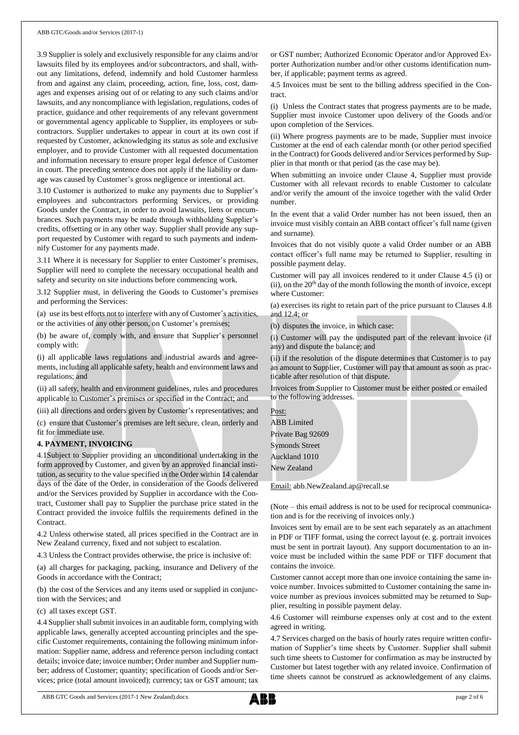3.9 Supplier is solely and exclusively responsible for any claims and/or lawsuits filed by its employees and/or subcontractors, and shall, without any limitations, defend, indemnify and hold Customer harmless from and against any claim, proceeding, action, fine, loss, cost, damages and expenses arising out of or relating to any such claims and/or lawsuits, and any noncompliance with legislation, regulations, codes of practice, guidance and other requirements of any relevant government or governmental agency applicable to Supplier, its employees or subcontractors. Supplier undertakes to appear in court at its own cost if requested by Customer, acknowledging its status as sole and exclusive employer, and to provide Customer with all requested documentation and information necessary to ensure proper legal defence of Customer in court. The preceding sentence does not apply if the liability or damage was caused by Customer's gross negligence or intentional act.

3.10 Customer is authorized to make any payments due to Supplier's employees and subcontractors performing Services, or providing Goods under the Contract, in order to avoid lawsuits, liens or encumbrances. Such payments may be made through withholding Supplier's credits, offsetting or in any other way. Supplier shall provide any support requested by Customer with regard to such payments and indemnify Customer for any payments made.

3.11 Where it is necessary for Supplier to enter Customer's premises, Supplier will need to complete the necessary occupational health and safety and security on site inductions before commencing work.

3.12 Supplier must, in delivering the Goods to Customer's premises and performing the Services:

(a) use its best efforts not to interfere with any of Customer's activities, or the activities of any other person, on Customer's premises;

(b) be aware of, comply with, and ensure that Supplier's personnel comply with:

(i) all applicable laws regulations and industrial awards and agreements, including all applicable safety, health and environment laws and regulations; and

(ii) all safety, health and environment guidelines, rules and procedures applicable to Customer's premises or specified in the Contract; and

(iii) all directions and orders given by Customer's representatives; and

(c) ensure that Customer's premises are left secure, clean, orderly and fit for immediate use.

## 4. PAYMENT, INVOICING

4.1Subject to Supplier providing an unconditional undertaking in the form approved by Customer, and given by an approved financial institution, as security to the value specified in the Order within 14 calendar days of the date of the Order, in consideration of the Goods delivered and/or the Services provided by Supplier in accordance with the Contract, Customer shall pay to Supplier the purchase price stated in the Contract provided the invoice fulfils the requirements defined in the Contract.

4.2 Unless otherwise stated, all prices specified in the Contract are in New Zealand currency, fixed and not subject to escalation.

4.3 Unless the Contract provides otherwise, the price is inclusive of:

(a) all charges for packaging, packing, insurance and Delivery of the Goods in accordance with the Contract;

(b) the cost of the Services and any items used or supplied in conjunction with the Services; and

(c) all taxes except GST.

4.4 Supplier shall submit invoices in an auditable form, complying with applicable laws, generally accepted accounting principles and the specific Customer requirements, containing the following minimum information: Supplier name, address and reference person including contact details; invoice date; invoice number; Order number and Supplier number; address of Customer; quantity; specification of Goods and/or Services; price (total amount invoiced); currency; tax or GST amount; tax or GST number; Authorized Economic Operator and/or Approved Exporter Authorization number and/or other customs identification number, if applicable; payment terms as agreed.

4.5 Invoices must be sent to the billing address specified in the Contract.

(i) Unless the Contract states that progress payments are to be made, Supplier must invoice Customer upon delivery of the Goods and/or upon completion of the Services.

(ii) Where progress payments are to be made, Supplier must invoice Customer at the end of each calendar month (or other period specified in the Contract) for Goods delivered and/or Services performed by Supplier in that month or that period (as the case may be).

When submitting an invoice under Clause 4, Supplier must provide Customer with all relevant records to enable Customer to calculate and/or verify the amount of the invoice together with the valid Order number.

In the event that a valid Order number has not been issued, then an invoice must visibly contain an ABB contact officer's full name (given and surname).

Invoices that do not visibly quote a valid Order number or an ABB contact officer's full name may be returned to Supplier, resulting in possible payment delay.

Customer will pay all invoices rendered to it under Clause 4.5 (i) or (ii), on the 20th day of the month following the month of invoice, except where Customer:

(a) exercises its right to retain part of the price pursuant to Clauses 4.8 and 12.4; or

(b) disputes the invoice, in which case:

(i) Customer will pay the undisputed part of the relevant invoice (if any) and dispute the balance; and

(ii) if the resolution of the dispute determines that Customer is to pay an amount to Supplier, Customer will pay that amount as soon as practicable after resolution of that dispute.

Invoices from Supplier to Customer must be either posted or emailed to the following addresses.

Post:

ABB Limited
Private Bag 92609
Symonds Street
Auckland 1010
New Zealand

Email: abb.NewZealand.ap@recall.se

(Note – this email address is not to be used for reciprocal communication and is for the receiving of invoices only.)

Invoices sent by email are to be sent each separately as an attachment in PDF or TIFF format, using the correct layout (e. g. portrait invoices must be sent in portrait layout). Any support documentation to an invoice must be included within the same PDF or TIFF document that contains the invoice.

Customer cannot accept more than one invoice containing the same invoice number. Invoices submitted to Customer containing the same invoice number as previous invoices submitted may be returned to Supplier, resulting in possible payment delay.

4.6 Customer will reimburse expenses only at cost and to the extent agreed in writing.

4.7 Services charged on the basis of hourly rates require written confirmation of Supplier's time sheets by Customer. Supplier shall submit such time sheets to Customer for confirmation as may be instructed by Customer but latest together with any related invoice. Confirmation of time sheets cannot be construed as acknowledgement of any claims.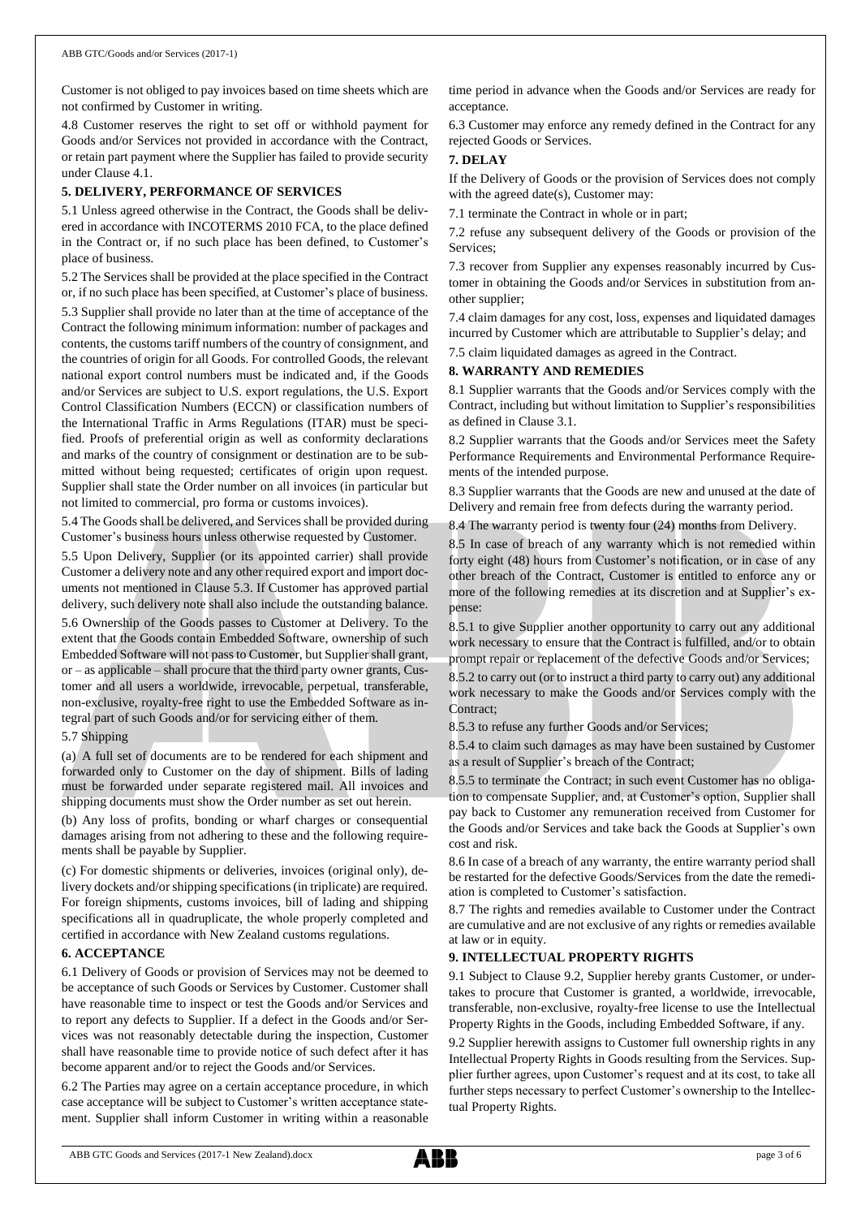Customer is not obliged to pay invoices based on time sheets which are not confirmed by Customer in writing.

4.8 Customer reserves the right to set off or withhold payment for Goods and/or Services not provided in accordance with the Contract, or retain part payment where the Supplier has failed to provide security under Clause 4.1.

**5. DELIVERY, PERFORMANCE OF SERVICES**

5.1 Unless agreed otherwise in the Contract, the Goods shall be delivered in accordance with INCOTERMS 2010 FCA, to the place defined in the Contract or, if no such place has been defined, to Customer's place of business.

5.2 The Services shall be provided at the place specified in the Contract or, if no such place has been specified, at Customer's place of business.

5.3 Supplier shall provide no later than at the time of acceptance of the Contract the following minimum information: number of packages and contents, the customs tariff numbers of the country of consignment, and the countries of origin for all Goods. For controlled Goods, the relevant national export control numbers must be indicated and, if the Goods and/or Services are subject to U.S. export regulations, the U.S. Export Control Classification Numbers (ECCN) or classification numbers of the International Traffic in Arms Regulations (ITAR) must be specified. Proofs of preferential origin as well as conformity declarations and marks of the country of consignment or destination are to be submitted without being requested; certificates of origin upon request. Supplier shall state the Order number on all invoices (in particular but not limited to commercial, pro forma or customs invoices).

5.4 The Goods shall be delivered, and Services shall be provided during Customer's business hours unless otherwise requested by Customer.

5.5 Upon Delivery, Supplier (or its appointed carrier) shall provide Customer a delivery note and any other required export and import documents not mentioned in Clause 5.3. If Customer has approved partial delivery, such delivery note shall also include the outstanding balance.

5.6 Ownership of the Goods passes to Customer at Delivery. To the extent that the Goods contain Embedded Software, ownership of such Embedded Software will not pass to Customer, but Supplier shall grant, or – as applicable – shall procure that the third party owner grants, Customer and all users a worldwide, irrevocable, perpetual, transferable, non-exclusive, royalty-free right to use the Embedded Software as integral part of such Goods and/or for servicing either of them.

5.7 Shipping

(a) A full set of documents are to be rendered for each shipment and forwarded only to Customer on the day of shipment. Bills of lading must be forwarded under separate registered mail. All invoices and shipping documents must show the Order number as set out herein.

(b) Any loss of profits, bonding or wharf charges or consequential damages arising from not adhering to these and the following requirements shall be payable by Supplier.

(c) For domestic shipments or deliveries, invoices (original only), delivery dockets and/or shipping specifications (in triplicate) are required. For foreign shipments, customs invoices, bill of lading and shipping specifications all in quadruplicate, the whole properly completed and certified in accordance with New Zealand customs regulations.

**6. ACCEPTANCE**

6.1 Delivery of Goods or provision of Services may not be deemed to be acceptance of such Goods or Services by Customer. Customer shall have reasonable time to inspect or test the Goods and/or Services and to report any defects to Supplier. If a defect in the Goods and/or Services was not reasonably detectable during the inspection, Customer shall have reasonable time to provide notice of such defect after it has become apparent and/or to reject the Goods and/or Services.

6.2 The Parties may agree on a certain acceptance procedure, in which case acceptance will be subject to Customer's written acceptance statement. Supplier shall inform Customer in writing within a reasonable time period in advance when the Goods and/or Services are ready for acceptance.

6.3 Customer may enforce any remedy defined in the Contract for any rejected Goods or Services.

**7. DELAY**

If the Delivery of Goods or the provision of Services does not comply with the agreed date(s), Customer may:

7.1 terminate the Contract in whole or in part;

7.2 refuse any subsequent delivery of the Goods or provision of the Services;

7.3 recover from Supplier any expenses reasonably incurred by Customer in obtaining the Goods and/or Services in substitution from another supplier;

7.4 claim damages for any cost, loss, expenses and liquidated damages incurred by Customer which are attributable to Supplier's delay; and

7.5 claim liquidated damages as agreed in the Contract.

**8. WARRANTY AND REMEDIES**

8.1 Supplier warrants that the Goods and/or Services comply with the Contract, including but without limitation to Supplier's responsibilities as defined in Clause 3.1.

8.2 Supplier warrants that the Goods and/or Services meet the Safety Performance Requirements and Environmental Performance Requirements of the intended purpose.

8.3 Supplier warrants that the Goods are new and unused at the date of Delivery and remain free from defects during the warranty period.

8.4 The warranty period is twenty four (24) months from Delivery.

8.5 In case of breach of any warranty which is not remedied within forty eight (48) hours from Customer's notification, or in case of any other breach of the Contract, Customer is entitled to enforce any or more of the following remedies at its discretion and at Supplier's expense:

8.5.1 to give Supplier another opportunity to carry out any additional work necessary to ensure that the Contract is fulfilled, and/or to obtain prompt repair or replacement of the defective Goods and/or Services;

8.5.2 to carry out (or to instruct a third party to carry out) any additional work necessary to make the Goods and/or Services comply with the Contract;

8.5.3 to refuse any further Goods and/or Services;

8.5.4 to claim such damages as may have been sustained by Customer as a result of Supplier's breach of the Contract;

8.5.5 to terminate the Contract; in such event Customer has no obligation to compensate Supplier, and, at Customer's option, Supplier shall pay back to Customer any remuneration received from Customer for the Goods and/or Services and take back the Goods at Supplier's own cost and risk.

8.6 In case of a breach of any warranty, the entire warranty period shall be restarted for the defective Goods/Services from the date the remediation is completed to Customer's satisfaction.

8.7 The rights and remedies available to Customer under the Contract are cumulative and are not exclusive of any rights or remedies available at law or in equity.

**9. INTELLECTUAL PROPERTY RIGHTS**

9.1 Subject to Clause 9.2, Supplier hereby grants Customer, or undertakes to procure that Customer is granted, a worldwide, irrevocable, transferable, non-exclusive, royalty-free license to use the Intellectual Property Rights in the Goods, including Embedded Software, if any.

9.2 Supplier herewith assigns to Customer full ownership rights in any Intellectual Property Rights in Goods resulting from the Services. Supplier further agrees, upon Customer's request and at its cost, to take all further steps necessary to perfect Customer's ownership to the Intellectual Property Rights.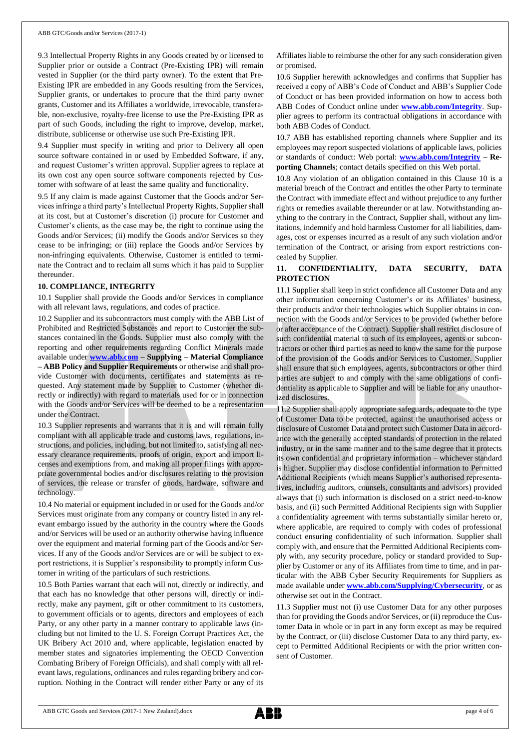9.3 Intellectual Property Rights in any Goods created by or licensed to Supplier prior or outside a Contract (Pre-Existing IPR) will remain vested in Supplier (or the third party owner). To the extent that Pre-Existing IPR are embedded in any Goods resulting from the Services, Supplier grants, or undertakes to procure that the third party owner grants, Customer and its Affiliates a worldwide, irrevocable, transferable, non-exclusive, royalty-free license to use the Pre-Existing IPR as part of such Goods, including the right to improve, develop, market, distribute, sublicense or otherwise use such Pre-Existing IPR.

9.4 Supplier must specify in writing and prior to Delivery all open source software contained in or used by Embedded Software, if any, and request Customer's written approval. Supplier agrees to replace at its own cost any open source software components rejected by Customer with software of at least the same quality and functionality.

9.5 If any claim is made against Customer that the Goods and/or Services infringe a third party's Intellectual Property Rights, Supplier shall at its cost, but at Customer's discretion (i) procure for Customer and Customer's clients, as the case may be, the right to continue using the Goods and/or Services; (ii) modify the Goods and/or Services so they cease to be infringing; or (iii) replace the Goods and/or Services by non-infringing equivalents. Otherwise, Customer is entitled to terminate the Contract and to reclaim all sums which it has paid to Supplier thereunder.

## 10. COMPLIANCE, INTEGRITY

10.1 Supplier shall provide the Goods and/or Services in compliance with all relevant laws, regulations, and codes of practice.

10.2 Supplier and its subcontractors must comply with the ABB List of Prohibited and Restricted Substances and report to Customer the substances contained in the Goods. Supplier must also comply with the reporting and other requirements regarding Conflict Minerals made available under **www.abb.com – Supplying – Material Compliance – ABB Policy and Supplier Requirements** or otherwise and shall provide Customer with documents, certificates and statements as requested. Any statement made by Supplier to Customer (whether directly or indirectly) with regard to materials used for or in connection with the Goods and/or Services will be deemed to be a representation under the Contract.

10.3 Supplier represents and warrants that it is and will remain fully compliant with all applicable trade and customs laws, regulations, instructions, and policies, including, but not limited to, satisfying all necessary clearance requirements, proofs of origin, export and import licenses and exemptions from, and making all proper filings with appropriate governmental bodies and/or disclosures relating to the provision of services, the release or transfer of goods, hardware, software and technology.

10.4 No material or equipment included in or used for the Goods and/or Services must originate from any company or country listed in any relevant embargo issued by the authority in the country where the Goods and/or Services will be used or an authority otherwise having influence over the equipment and material forming part of the Goods and/or Services. If any of the Goods and/or Services are or will be subject to export restrictions, it is Supplier's responsibility to promptly inform Customer in writing of the particulars of such restrictions.

10.5 Both Parties warrant that each will not, directly or indirectly, and that each has no knowledge that other persons will, directly or indirectly, make any payment, gift or other commitment to its customers, to government officials or to agents, directors and employees of each Party, or any other party in a manner contrary to applicable laws (including but not limited to the U. S. Foreign Corrupt Practices Act, the UK Bribery Act 2010 and, where applicable, legislation enacted by member states and signatories implementing the OECD Convention Combating Bribery of Foreign Officials), and shall comply with all relevant laws, regulations, ordinances and rules regarding bribery and corruption. Nothing in the Contract will render either Party or any of its Affiliates liable to reimburse the other for any such consideration given or promised.

10.6 Supplier herewith acknowledges and confirms that Supplier has received a copy of ABB's Code of Conduct and ABB's Supplier Code of Conduct or has been provided information on how to access both ABB Codes of Conduct online under **www.abb.com/Integrity**. Supplier agrees to perform its contractual obligations in accordance with both ABB Codes of Conduct.

10.7 ABB has established reporting channels where Supplier and its employees may report suspected violations of applicable laws, policies or standards of conduct: Web portal: **www.abb.com/Integrity – Reporting Channels**; contact details specified on this Web portal.

10.8 Any violation of an obligation contained in this Clause 10 is a material breach of the Contract and entitles the other Party to terminate the Contract with immediate effect and without prejudice to any further rights or remedies available thereunder or at law. Notwithstanding anything to the contrary in the Contract, Supplier shall, without any limitations, indemnify and hold harmless Customer for all liabilities, damages, cost or expenses incurred as a result of any such violation and/or termination of the Contract, or arising from export restrictions concealed by Supplier.

## 11. CONFIDENTIALITY, DATA SECURITY, DATA PROTECTION

11.1 Supplier shall keep in strict confidence all Customer Data and any other information concerning Customer's or its Affiliates' business, their products and/or their technologies which Supplier obtains in connection with the Goods and/or Services to be provided (whether before or after acceptance of the Contract). Supplier shall restrict disclosure of such confidential material to such of its employees, agents or subcontractors or other third parties as need to know the same for the purpose of the provision of the Goods and/or Services to Customer. Supplier shall ensure that such employees, agents, subcontractors or other third parties are subject to and comply with the same obligations of confidentiality as applicable to Supplier and will be liable for any unauthorized disclosures.

11.2 Supplier shall apply appropriate safeguards, adequate to the type of Customer Data to be protected, against the unauthorised access or disclosure of Customer Data and protect such Customer Data in accordance with the generally accepted standards of protection in the related industry, or in the same manner and to the same degree that it protects its own confidential and proprietary information – whichever standard is higher. Supplier may disclose confidential information to Permitted Additional Recipients (which means Supplier's authorised representatives, including auditors, counsels, consultants and advisors) provided always that (i) such information is disclosed on a strict need-to-know basis, and (ii) such Permitted Additional Recipients sign with Supplier a confidentiality agreement with terms substantially similar hereto or, where applicable, are required to comply with codes of professional conduct ensuring confidentiality of such information. Supplier shall comply with, and ensure that the Permitted Additional Recipients comply with, any security procedure, policy or standard provided to Supplier by Customer or any of its Affiliates from time to time, and in particular with the ABB Cyber Security Requirements for Suppliers as made available under **www.abb.com/Supplying/Cybersecurity**, or as otherwise set out in the Contract.

11.3 Supplier must not (i) use Customer Data for any other purposes than for providing the Goods and/or Services, or (ii) reproduce the Customer Data in whole or in part in any form except as may be required by the Contract, or (iii) disclose Customer Data to any third party, except to Permitted Additional Recipients or with the prior written consent of Customer.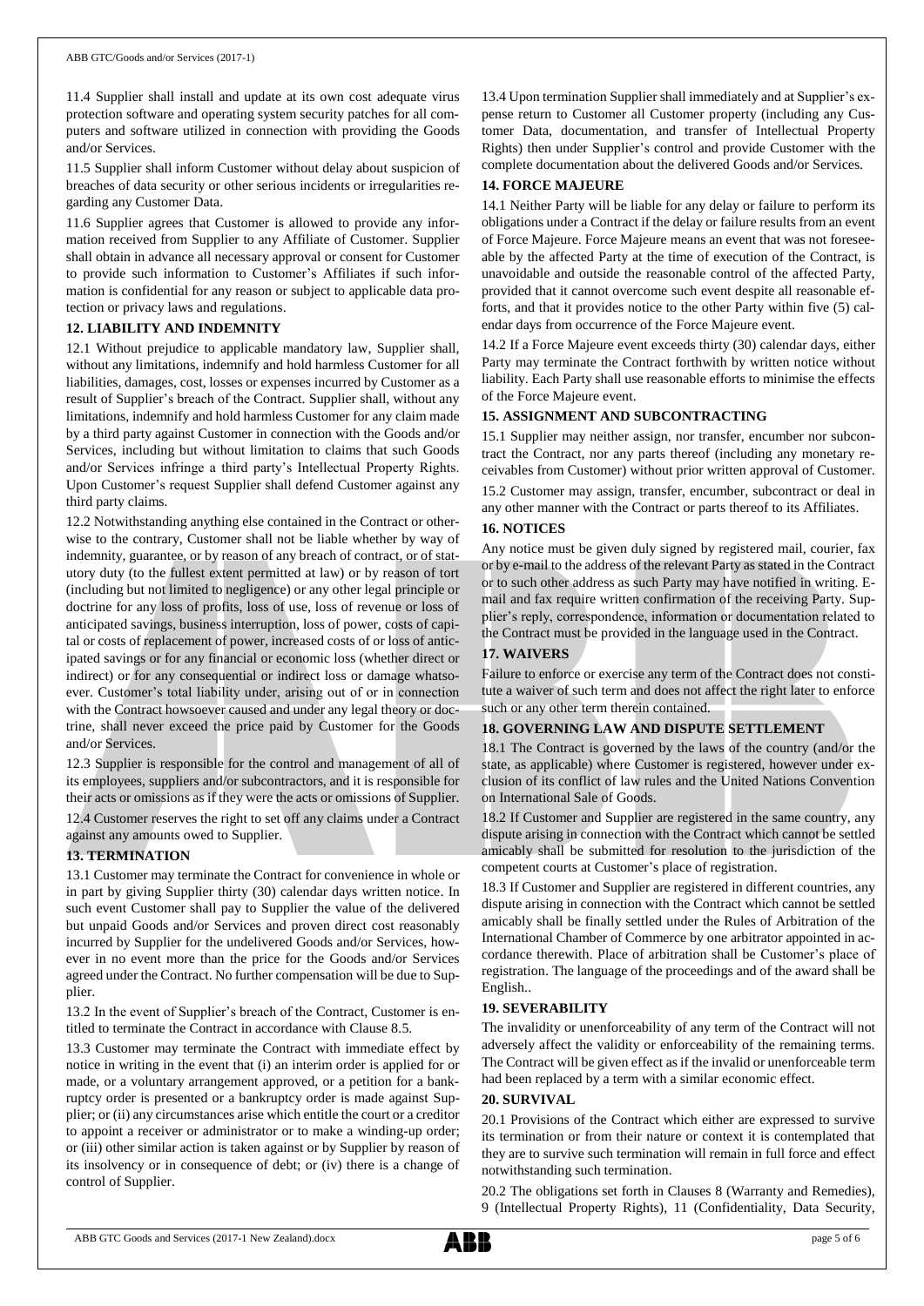11.4 Supplier shall install and update at its own cost adequate virus protection software and operating system security patches for all computers and software utilized in connection with providing the Goods and/or Services.

11.5 Supplier shall inform Customer without delay about suspicion of breaches of data security or other serious incidents or irregularities regarding any Customer Data.

11.6 Supplier agrees that Customer is allowed to provide any information received from Supplier to any Affiliate of Customer. Supplier shall obtain in advance all necessary approval or consent for Customer to provide such information to Customer's Affiliates if such information is confidential for any reason or subject to applicable data protection or privacy laws and regulations.

## 12. LIABILITY AND INDEMNITY

12.1 Without prejudice to applicable mandatory law, Supplier shall, without any limitations, indemnify and hold harmless Customer for all liabilities, damages, cost, losses or expenses incurred by Customer as a result of Supplier's breach of the Contract. Supplier shall, without any limitations, indemnify and hold harmless Customer for any claim made by a third party against Customer in connection with the Goods and/or Services, including but without limitation to claims that such Goods and/or Services infringe a third party's Intellectual Property Rights. Upon Customer's request Supplier shall defend Customer against any third party claims.

12.2 Notwithstanding anything else contained in the Contract or otherwise to the contrary, Customer shall not be liable whether by way of indemnity, guarantee, or by reason of any breach of contract, or of statutory duty (to the fullest extent permitted at law) or by reason of tort (including but not limited to negligence) or any other legal principle or doctrine for any loss of profits, loss of use, loss of revenue or loss of anticipated savings, business interruption, loss of power, costs of capital or costs of replacement of power, increased costs of or loss of anticipated savings or for any financial or economic loss (whether direct or indirect) or for any consequential or indirect loss or damage whatsoever. Customer's total liability under, arising out of or in connection with the Contract howsoever caused and under any legal theory or doctrine, shall never exceed the price paid by Customer for the Goods and/or Services.

12.3 Supplier is responsible for the control and management of all of its employees, suppliers and/or subcontractors, and it is responsible for their acts or omissions as if they were the acts or omissions of Supplier.

12.4 Customer reserves the right to set off any claims under a Contract against any amounts owed to Supplier.

## 13. TERMINATION

13.1 Customer may terminate the Contract for convenience in whole or in part by giving Supplier thirty (30) calendar days written notice. In such event Customer shall pay to Supplier the value of the delivered but unpaid Goods and/or Services and proven direct cost reasonably incurred by Supplier for the undelivered Goods and/or Services, however in no event more than the price for the Goods and/or Services agreed under the Contract. No further compensation will be due to Supplier.

13.2 In the event of Supplier's breach of the Contract, Customer is entitled to terminate the Contract in accordance with Clause 8.5.

13.3 Customer may terminate the Contract with immediate effect by notice in writing in the event that (i) an interim order is applied for or made, or a voluntary arrangement approved, or a petition for a bankruptcy order is presented or a bankruptcy order is made against Supplier; or (ii) any circumstances arise which entitle the court or a creditor to appoint a receiver or administrator or to make a winding-up order; or (iii) other similar action is taken against or by Supplier by reason of its insolvency or in consequence of debt; or (iv) there is a change of control of Supplier.

13.4 Upon termination Supplier shall immediately and at Supplier's expense return to Customer all Customer property (including any Customer Data, documentation, and transfer of Intellectual Property Rights) then under Supplier's control and provide Customer with the complete documentation about the delivered Goods and/or Services.

## 14. FORCE MAJEURE

14.1 Neither Party will be liable for any delay or failure to perform its obligations under a Contract if the delay or failure results from an event of Force Majeure. Force Majeure means an event that was not foreseeable by the affected Party at the time of execution of the Contract, is unavoidable and outside the reasonable control of the affected Party, provided that it cannot overcome such event despite all reasonable efforts, and that it provides notice to the other Party within five (5) calendar days from occurrence of the Force Majeure event.

14.2 If a Force Majeure event exceeds thirty (30) calendar days, either Party may terminate the Contract forthwith by written notice without liability. Each Party shall use reasonable efforts to minimise the effects of the Force Majeure event.

## 15. ASSIGNMENT AND SUBCONTRACTING

15.1 Supplier may neither assign, nor transfer, encumber nor subcontract the Contract, nor any parts thereof (including any monetary receivables from Customer) without prior written approval of Customer.

15.2 Customer may assign, transfer, encumber, subcontract or deal in any other manner with the Contract or parts thereof to its Affiliates.

## 16. NOTICES

Any notice must be given duly signed by registered mail, courier, fax or by e-mail to the address of the relevant Party as stated in the Contract or to such other address as such Party may have notified in writing. E-mail and fax require written confirmation of the receiving Party. Supplier's reply, correspondence, information or documentation related to the Contract must be provided in the language used in the Contract.

## 17. WAIVERS

Failure to enforce or exercise any term of the Contract does not constitute a waiver of such term and does not affect the right later to enforce such or any other term therein contained.

## 18. GOVERNING LAW AND DISPUTE SETTLEMENT

18.1 The Contract is governed by the laws of the country (and/or the state, as applicable) where Customer is registered, however under exclusion of its conflict of law rules and the United Nations Convention on International Sale of Goods.

18.2 If Customer and Supplier are registered in the same country, any dispute arising in connection with the Contract which cannot be settled amicably shall be submitted for resolution to the jurisdiction of the competent courts at Customer's place of registration.

18.3 If Customer and Supplier are registered in different countries, any dispute arising in connection with the Contract which cannot be settled amicably shall be finally settled under the Rules of Arbitration of the International Chamber of Commerce by one arbitrator appointed in accordance therewith. Place of arbitration shall be Customer's place of registration. The language of the proceedings and of the award shall be English..

## 19. SEVERABILITY

The invalidity or unenforceability of any term of the Contract will not adversely affect the validity or enforceability of the remaining terms. The Contract will be given effect as if the invalid or unenforceable term had been replaced by a term with a similar economic effect.

## 20. SURVIVAL

20.1 Provisions of the Contract which either are expressed to survive its termination or from their nature or context it is contemplated that they are to survive such termination will remain in full force and effect notwithstanding such termination.

20.2 The obligations set forth in Clauses 8 (Warranty and Remedies), 9 (Intellectual Property Rights), 11 (Confidentiality, Data Security,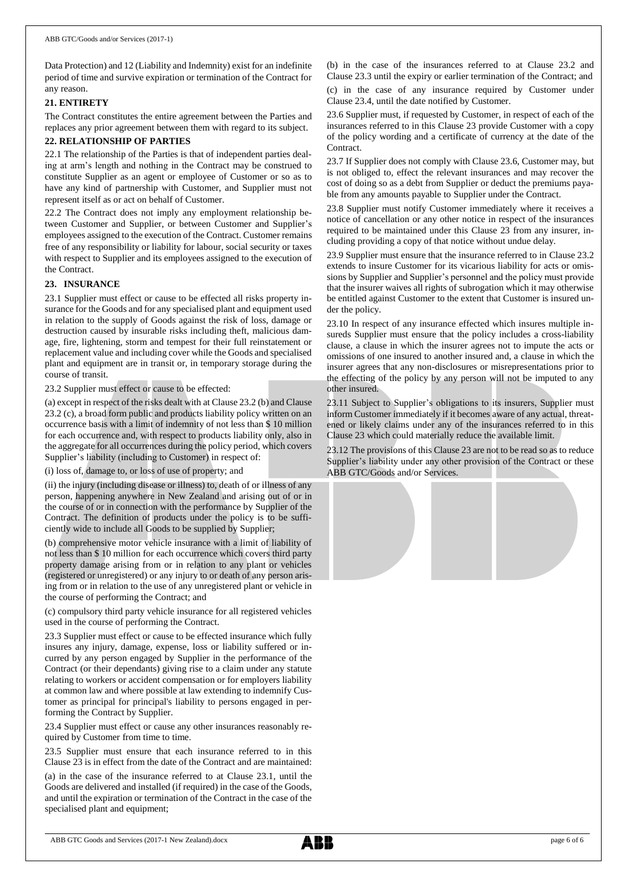Data Protection) and 12 (Liability and Indemnity) exist for an indefinite period of time and survive expiration or termination of the Contract for any reason.

## 21. ENTIRETY

The Contract constitutes the entire agreement between the Parties and replaces any prior agreement between them with regard to its subject.

## 22. RELATIONSHIP OF PARTIES

22.1 The relationship of the Parties is that of independent parties dealing at arm's length and nothing in the Contract may be construed to constitute Supplier as an agent or employee of Customer or so as to have any kind of partnership with Customer, and Supplier must not represent itself as or act on behalf of Customer.

22.2 The Contract does not imply any employment relationship between Customer and Supplier, or between Customer and Supplier's employees assigned to the execution of the Contract. Customer remains free of any responsibility or liability for labour, social security or taxes with respect to Supplier and its employees assigned to the execution of the Contract.

## 23. INSURANCE

23.1 Supplier must effect or cause to be effected all risks property insurance for the Goods and for any specialised plant and equipment used in relation to the supply of Goods against the risk of loss, damage or destruction caused by insurable risks including theft, malicious damage, fire, lightening, storm and tempest for their full reinstatement or replacement value and including cover while the Goods and specialised plant and equipment are in transit or, in temporary storage during the course of transit.

23.2 Supplier must effect or cause to be effected:

(a) except in respect of the risks dealt with at Clause 23.2 (b) and Clause 23.2 (c), a broad form public and products liability policy written on an occurrence basis with a limit of indemnity of not less than $ 10 million for each occurrence and, with respect to products liability only, also in the aggregate for all occurrences during the policy period, which covers Supplier's liability (including to Customer) in respect of:

(i) loss of, damage to, or loss of use of property; and

(ii) the injury (including disease or illness) to, death of or illness of any person, happening anywhere in New Zealand and arising out of or in the course of or in connection with the performance by Supplier of the Contract. The definition of products under the policy is to be sufficiently wide to include all Goods to be supplied by Supplier;

(b) comprehensive motor vehicle insurance with a limit of liability of not less than $ 10 million for each occurrence which covers third party property damage arising from or in relation to any plant or vehicles (registered or unregistered) or any injury to or death of any person arising from or in relation to the use of any unregistered plant or vehicle in the course of performing the Contract; and

(c) compulsory third party vehicle insurance for all registered vehicles used in the course of performing the Contract.

23.3 Supplier must effect or cause to be effected insurance which fully insures any injury, damage, expense, loss or liability suffered or incurred by any person engaged by Supplier in the performance of the Contract (or their dependants) giving rise to a claim under any statute relating to workers or accident compensation or for employers liability at common law and where possible at law extending to indemnify Customer as principal for principal's liability to persons engaged in performing the Contract by Supplier.

23.4 Supplier must effect or cause any other insurances reasonably required by Customer from time to time.

23.5 Supplier must ensure that each insurance referred to in this Clause 23 is in effect from the date of the Contract and are maintained:

(a) in the case of the insurance referred to at Clause 23.1, until the Goods are delivered and installed (if required) in the case of the Goods, and until the expiration or termination of the Contract in the case of the specialised plant and equipment;

(b) in the case of the insurances referred to at Clause 23.2 and Clause 23.3 until the expiry or earlier termination of the Contract; and

(c) in the case of any insurance required by Customer under Clause 23.4, until the date notified by Customer.

23.6 Supplier must, if requested by Customer, in respect of each of the insurances referred to in this Clause 23 provide Customer with a copy of the policy wording and a certificate of currency at the date of the Contract.

23.7 If Supplier does not comply with Clause 23.6, Customer may, but is not obliged to, effect the relevant insurances and may recover the cost of doing so as a debt from Supplier or deduct the premiums payable from any amounts payable to Supplier under the Contract.

23.8 Supplier must notify Customer immediately where it receives a notice of cancellation or any other notice in respect of the insurances required to be maintained under this Clause 23 from any insurer, including providing a copy of that notice without undue delay.

23.9 Supplier must ensure that the insurance referred to in Clause 23.2 extends to insure Customer for its vicarious liability for acts or omissions by Supplier and Supplier's personnel and the policy must provide that the insurer waives all rights of subrogation which it may otherwise be entitled against Customer to the extent that Customer is insured under the policy.

23.10 In respect of any insurance effected which insures multiple insureds Supplier must ensure that the policy includes a cross-liability clause, a clause in which the insurer agrees not to impute the acts or omissions of one insured to another insured and, a clause in which the insurer agrees that any non-disclosures or misrepresentations prior to the effecting of the policy by any person will not be imputed to any other insured.

23.11 Subject to Supplier's obligations to its insurers, Supplier must inform Customer immediately if it becomes aware of any actual, threatened or likely claims under any of the insurances referred to in this Clause 23 which could materially reduce the available limit.

23.12 The provisions of this Clause 23 are not to be read so as to reduce Supplier's liability under any other provision of the Contract or these ABB GTC/Goods and/or Services.